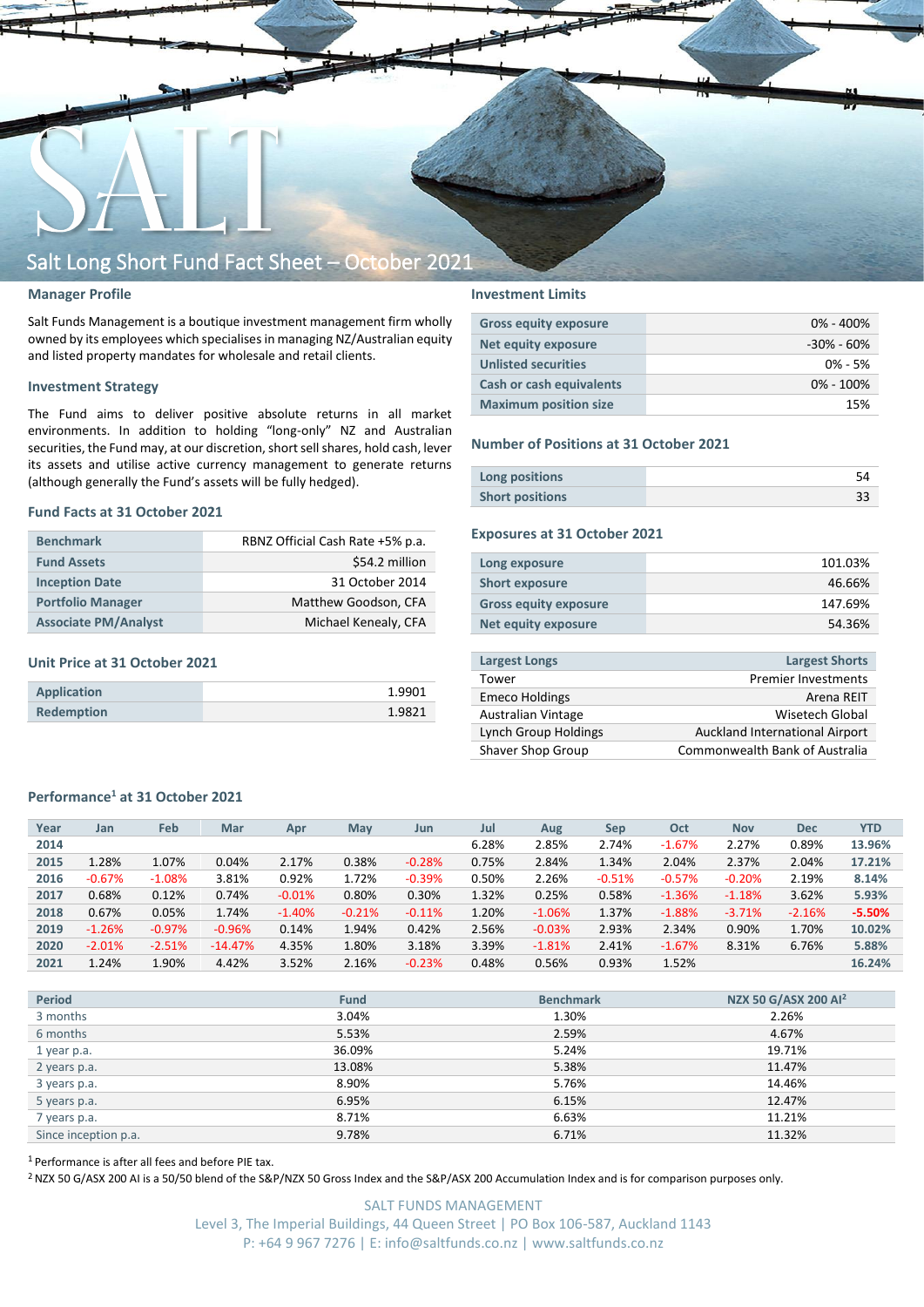# Salt Long Short Fund Fact Sheet – October 2021

## Manager Profile

Salt Funds Management is a boutique investment management firm wholly owned by its employees which specialises in managing NZ/Australian equity and listed property mandates for wholesale and retail clients.

## Investment Strategy

The Fund aims to deliver positive absolute returns in all market environments. In addition to holding "long-only" NZ and Australian securities, the Fund may, at our discretion, short sell shares, hold cash, lever its assets and utilise active currency management to generate returns (although generally the Fund's assets will be fully hedged).

## Fund Facts at 31 October 2021

| | |
|---|---|
| **Benchmark** | RBNZ Official Cash Rate +5% p.a. |
| **Fund Assets** | $54.2 million |
| **Inception Date** | 31 October 2014 |
| **Portfolio Manager** | Matthew Goodson, CFA |
| **Associate PM/Analyst** | Michael Kenealy, CFA |

## Unit Price at 31 October 2021

| | |
|---|---|
| **Application** | 1.9901 |
| **Redemption** | 1.9821 |

## Investment Limits

| | |
|---|---|
| **Gross equity exposure** | 0% - 400% |
| **Net equity exposure** | -30% - 60% |
| **Unlisted securities** | 0% - 5% |
| **Cash or cash equivalents** | 0% - 100% |
| **Maximum position size** | 15% |

## Number of Positions at 31 October 2021

| | |
|---|---|
| **Long positions** | 54 |
| **Short positions** | 33 |

## Exposures at 31 October 2021

| | |
|---|---|
| **Long exposure** | 101.03% |
| **Short exposure** | 46.66% |
| **Gross equity exposure** | 147.69% |
| **Net equity exposure** | 54.36% |

| Largest Longs | Largest Shorts |
|---|---|
| Tower | Premier Investments |
| Emeco Holdings | Arena REIT |
| Australian Vintage | Wisetech Global |
| Lynch Group Holdings | Auckland International Airport |
| Shaver Shop Group | Commonwealth Bank of Australia |

## Performance[1] at 31 October 2021

| Year | Jan | Feb | Mar | Apr | May | Jun | Jul | Aug | Sep | Oct | Nov | Dec | YTD |
|---|---|---|---|---|---|---|---|---|---|---|---|---|---|
| 2014 | | | | | | | 6.28% | 2.85% | 2.74% | -1.67% | 2.27% | 0.89% | 13.96% |
| 2015 | 1.28% | 1.07% | 0.04% | 2.17% | 0.38% | -0.28% | 0.75% | 2.84% | 1.34% | 2.04% | 2.37% | 2.04% | 17.21% |
| 2016 | -0.67% | -1.08% | 3.81% | 0.92% | 1.72% | -0.39% | 0.50% | 2.26% | -0.51% | -0.57% | -0.20% | 2.19% | 8.14% |
| 2017 | 0.68% | 0.12% | 0.74% | -0.01% | 0.80% | 0.30% | 1.32% | 0.25% | 0.58% | -1.36% | -1.18% | 3.62% | 5.93% |
| 2018 | 0.67% | 0.05% | 1.74% | -1.40% | -0.21% | -0.11% | 1.20% | -1.06% | 1.37% | -1.88% | -3.71% | -2.16% | -5.50% |
| 2019 | -1.26% | -0.97% | -0.96% | 0.14% | 1.94% | 0.42% | 2.56% | -0.03% | 2.93% | 2.34% | 0.90% | 1.70% | 10.02% |
| 2020 | -2.01% | -2.51% | -14.47% | 4.35% | 1.80% | 3.18% | 3.39% | -1.81% | 2.41% | -1.67% | 8.31% | 6.76% | 5.88% |
| 2021 | 1.24% | 1.90% | 4.42% | 3.52% | 2.16% | -0.23% | 0.48% | 0.56% | 0.93% | 1.52% | | | 16.24% |

| Period | Fund | Benchmark | NZX 50 G/ASX 200 AI[2] |
|---|---|---|---|
| 3 months | 3.04% | 1.30% | 2.26% |
| 6 months | 5.53% | 2.59% | 4.67% |
| 1 year p.a. | 36.09% | 5.24% | 19.71% |
| 2 years p.a. | 13.08% | 5.38% | 11.47% |
| 3 years p.a. | 8.90% | 5.76% | 14.46% |
| 5 years p.a. | 6.95% | 6.15% | 12.47% |
| 7 years p.a. | 8.71% | 6.63% | 11.21% |
| Since inception p.a. | 9.78% | 6.71% | 11.32% |

[1] Performance is after all fees and before PIE tax.

[2] NZX 50 G/ASX 200 AI is a 50/50 blend of the S&P/NZX 50 Gross Index and the S&P/ASX 200 Accumulation Index and is for comparison purposes only.

SALT FUNDS MANAGEMENT
Level 3, The Imperial Buildings, 44 Queen Street | PO Box 106-587, Auckland 1143
P: +64 9 967 7276 | E: info@saltfunds.co.nz | www.saltfunds.co.nz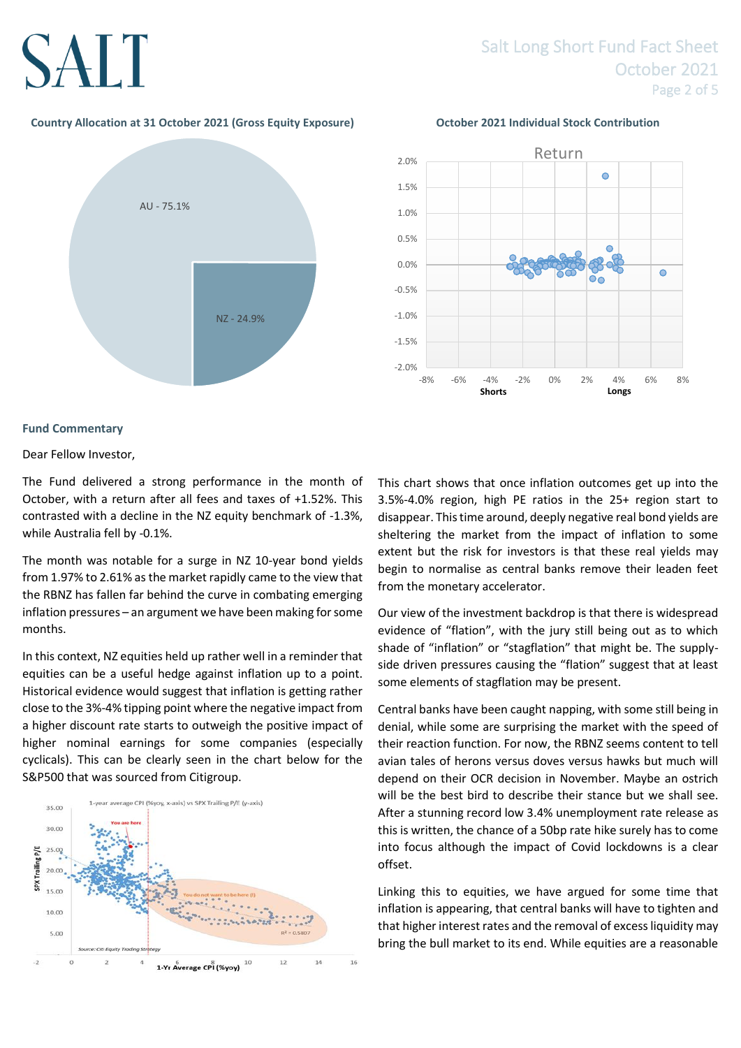**Country Allocation at 31 October 2021 (Gross Equity Exposure)**

AU - 75.1%

NZ - 24.9%

**October 2021 Individual Stock Contribution**

**Fund Commentary**

Dear Fellow Investor,

The Fund delivered a strong performance in the month of October, with a return after all fees and taxes of +1.52%. This contrasted with a decline in the NZ equity benchmark of -1.3%, while Australia fell by -0.1%.

The month was notable for a surge in NZ 10-year bond yields from 1.97% to 2.61% as the market rapidly came to the view that the RBNZ has fallen far behind the curve in combating emerging inflation pressures – an argument we have been making for some months.

In this context, NZ equities held up rather well in a reminder that equities can be a useful hedge against inflation up to a point. Historical evidence would suggest that inflation is getting rather close to the 3%-4% tipping point where the negative impact from a higher discount rate starts to outweigh the positive impact of higher nominal earnings for some companies (especially cyclicals). This can be clearly seen in the chart below for the S&P500 that was sourced from Citigroup.

This chart shows that once inflation outcomes get up into the 3.5%-4.0% region, high PE ratios in the 25+ region start to disappear. This time around, deeply negative real bond yields are sheltering the market from the impact of inflation to some extent but the risk for investors is that these real yields may begin to normalise as central banks remove their leaden feet from the monetary accelerator.

Our view of the investment backdrop is that there is widespread evidence of "flation", with the jury still being out as to which shade of "inflation" or "stagflation" that might be. The supply-side driven pressures causing the "flation" suggest that at least some elements of stagflation may be present.

Central banks have been caught napping, with some still being in denial, while some are surprising the market with the speed of their reaction function. For now, the RBNZ seems content to tell avian tales of herons versus doves versus hawks but much will depend on their OCR decision in November. Maybe an ostrich will be the best bird to describe their stance but we shall see. After a stunning record low 3.4% unemployment rate release as this is written, the chance of a 50bp rate hike surely has to come into focus although the impact of Covid lockdowns is a clear offset.

Linking this to equities, we have argued for some time that inflation is appearing, that central banks will have to tighten and that higher interest rates and the removal of excess liquidity may bring the bull market to its end. While equities are a reasonable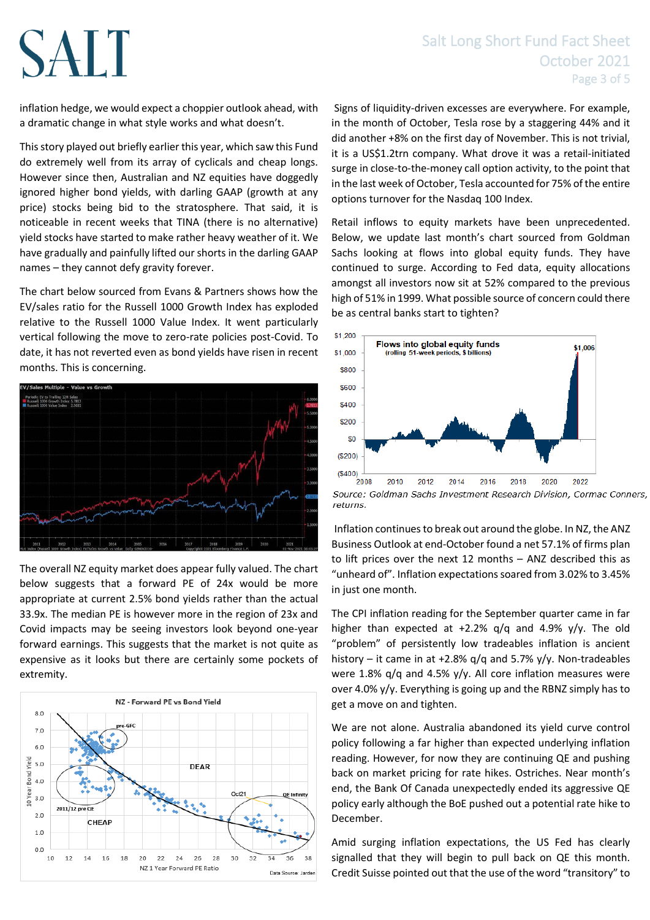inflation hedge, we would expect a choppier outlook ahead, with a dramatic change in what style works and what doesn't.

This story played out briefly earlier this year, which saw this Fund do extremely well from its array of cyclicals and cheap longs. However since then, Australian and NZ equities have doggedly ignored higher bond yields, with darling GAAP (growth at any price) stocks being bid to the stratosphere. That said, it is noticeable in recent weeks that TINA (there is no alternative) yield stocks have started to make rather heavy weather of it. We have gradually and painfully lifted our shorts in the darling GAAP names – they cannot defy gravity forever.

The chart below sourced from Evans & Partners shows how the EV/sales ratio for the Russell 1000 Growth Index has exploded relative to the Russell 1000 Value Index. It went particularly vertical following the move to zero-rate policies post-Covid. To date, it has not reverted even as bond yields have risen in recent months. This is concerning.

The overall NZ equity market does appear fully valued. The chart below suggests that a forward PE of 24x would be more appropriate at current 2.5% bond yields rather than the actual 33.9x. The median PE is however more in the region of 23x and Covid impacts may be seeing investors look beyond one-year forward earnings. This suggests that the market is not quite as expensive as it looks but there are certainly some pockets of extremity.

Signs of liquidity-driven excesses are everywhere. For example, in the month of October, Tesla rose by a staggering 44% and it did another +8% on the first day of November. This is not trivial, it is a US$1.2trn company. What drove it was a retail-initiated surge in close-to-the-money call option activity, to the point that in the last week of October, Tesla accounted for 75% of the entire options turnover for the Nasdaq 100 Index.

Retail inflows to equity markets have been unprecedented. Below, we update last month's chart sourced from Goldman Sachs looking at flows into global equity funds. They have continued to surge. According to Fed data, equity allocations amongst all investors now sit at 52% compared to the previous high of 51% in 1999. What possible source of concern could there be as central banks start to tighten?

*Source: Goldman Sachs Investment Research Division, Cormac Conners, returns.*

Inflation continues to break out around the globe. In NZ, the ANZ Business Outlook at end-October found a net 57.1% of firms plan to lift prices over the next 12 months – ANZ described this as "unheard of". Inflation expectations soared from 3.02% to 3.45% in just one month.

The CPI inflation reading for the September quarter came in far higher than expected at +2.2% q/q and 4.9% y/y. The old "problem" of persistently low tradeables inflation is ancient history – it came in at +2.8% q/q and 5.7% y/y. Non-tradeables were 1.8% q/q and 4.5% y/y. All core inflation measures were over 4.0% y/y. Everything is going up and the RBNZ simply has to get a move on and tighten.

We are not alone. Australia abandoned its yield curve control policy following a far higher than expected underlying inflation reading. However, for now they are continuing QE and pushing back on market pricing for rate hikes. Ostriches. Near month's end, the Bank Of Canada unexpectedly ended its aggressive QE policy early although the BoE pushed out a potential rate hike to December.

Amid surging inflation expectations, the US Fed has clearly signalled that they will begin to pull back on QE this month. Credit Suisse pointed out that the use of the word "transitory" to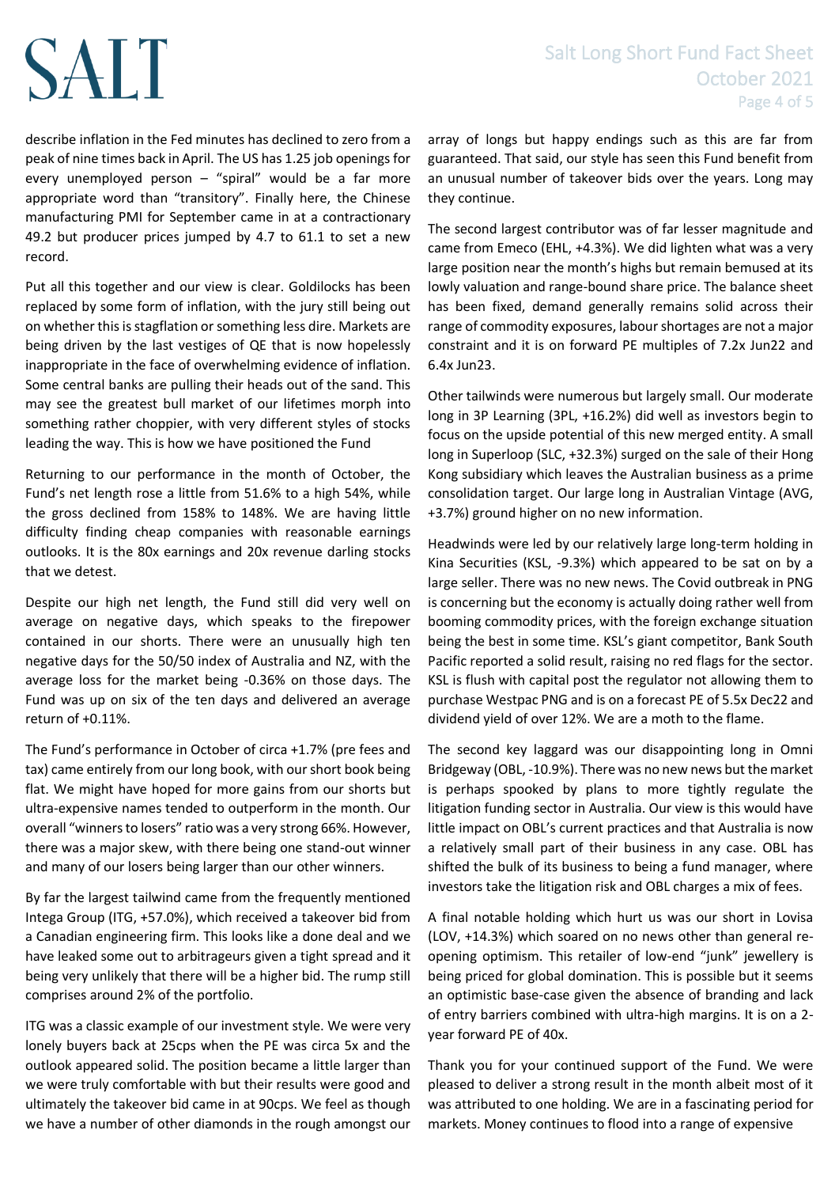describe inflation in the Fed minutes has declined to zero from a peak of nine times back in April. The US has 1.25 job openings for every unemployed person – "spiral" would be a far more appropriate word than "transitory". Finally here, the Chinese manufacturing PMI for September came in at a contractionary 49.2 but producer prices jumped by 4.7 to 61.1 to set a new record.

Put all this together and our view is clear. Goldilocks has been replaced by some form of inflation, with the jury still being out on whether this is stagflation or something less dire. Markets are being driven by the last vestiges of QE that is now hopelessly inappropriate in the face of overwhelming evidence of inflation. Some central banks are pulling their heads out of the sand. This may see the greatest bull market of our lifetimes morph into something rather choppier, with very different styles of stocks leading the way. This is how we have positioned the Fund

Returning to our performance in the month of October, the Fund's net length rose a little from 51.6% to a high 54%, while the gross declined from 158% to 148%. We are having little difficulty finding cheap companies with reasonable earnings outlooks. It is the 80x earnings and 20x revenue darling stocks that we detest.

Despite our high net length, the Fund still did very well on average on negative days, which speaks to the firepower contained in our shorts. There were an unusually high ten negative days for the 50/50 index of Australia and NZ, with the average loss for the market being -0.36% on those days. The Fund was up on six of the ten days and delivered an average return of +0.11%.

The Fund's performance in October of circa +1.7% (pre fees and tax) came entirely from our long book, with our short book being flat. We might have hoped for more gains from our shorts but ultra-expensive names tended to outperform in the month. Our overall "winners to losers" ratio was a very strong 66%. However, there was a major skew, with there being one stand-out winner and many of our losers being larger than our other winners.

By far the largest tailwind came from the frequently mentioned Intega Group (ITG, +57.0%), which received a takeover bid from a Canadian engineering firm. This looks like a done deal and we have leaked some out to arbitrageurs given a tight spread and it being very unlikely that there will be a higher bid. The rump still comprises around 2% of the portfolio.

ITG was a classic example of our investment style. We were very lonely buyers back at 25cps when the PE was circa 5x and the outlook appeared solid. The position became a little larger than we were truly comfortable with but their results were good and ultimately the takeover bid came in at 90cps. We feel as though we have a number of other diamonds in the rough amongst our array of longs but happy endings such as this are far from guaranteed. That said, our style has seen this Fund benefit from an unusual number of takeover bids over the years. Long may they continue.

The second largest contributor was of far lesser magnitude and came from Emeco (EHL, +4.3%). We did lighten what was a very large position near the month's highs but remain bemused at its lowly valuation and range-bound share price. The balance sheet has been fixed, demand generally remains solid across their range of commodity exposures, labour shortages are not a major constraint and it is on forward PE multiples of 7.2x Jun22 and 6.4x Jun23.

Other tailwinds were numerous but largely small. Our moderate long in 3P Learning (3PL, +16.2%) did well as investors begin to focus on the upside potential of this new merged entity. A small long in Superloop (SLC, +32.3%) surged on the sale of their Hong Kong subsidiary which leaves the Australian business as a prime consolidation target. Our large long in Australian Vintage (AVG, +3.7%) ground higher on no new information.

Headwinds were led by our relatively large long-term holding in Kina Securities (KSL, -9.3%) which appeared to be sat on by a large seller. There was no new news. The Covid outbreak in PNG is concerning but the economy is actually doing rather well from booming commodity prices, with the foreign exchange situation being the best in some time. KSL's giant competitor, Bank South Pacific reported a solid result, raising no red flags for the sector. KSL is flush with capital post the regulator not allowing them to purchase Westpac PNG and is on a forecast PE of 5.5x Dec22 and dividend yield of over 12%. We are a moth to the flame.

The second key laggard was our disappointing long in Omni Bridgeway (OBL, -10.9%). There was no new news but the market is perhaps spooked by plans to more tightly regulate the litigation funding sector in Australia. Our view is this would have little impact on OBL's current practices and that Australia is now a relatively small part of their business in any case. OBL has shifted the bulk of its business to being a fund manager, where investors take the litigation risk and OBL charges a mix of fees.

A final notable holding which hurt us was our short in Lovisa (LOV, +14.3%) which soared on no news other than general re-opening optimism. This retailer of low-end "junk" jewellery is being priced for global domination. This is possible but it seems an optimistic base-case given the absence of branding and lack of entry barriers combined with ultra-high margins. It is on a 2-year forward PE of 40x.

Thank you for your continued support of the Fund. We were pleased to deliver a strong result in the month albeit most of it was attributed to one holding. We are in a fascinating period for markets. Money continues to flood into a range of expensive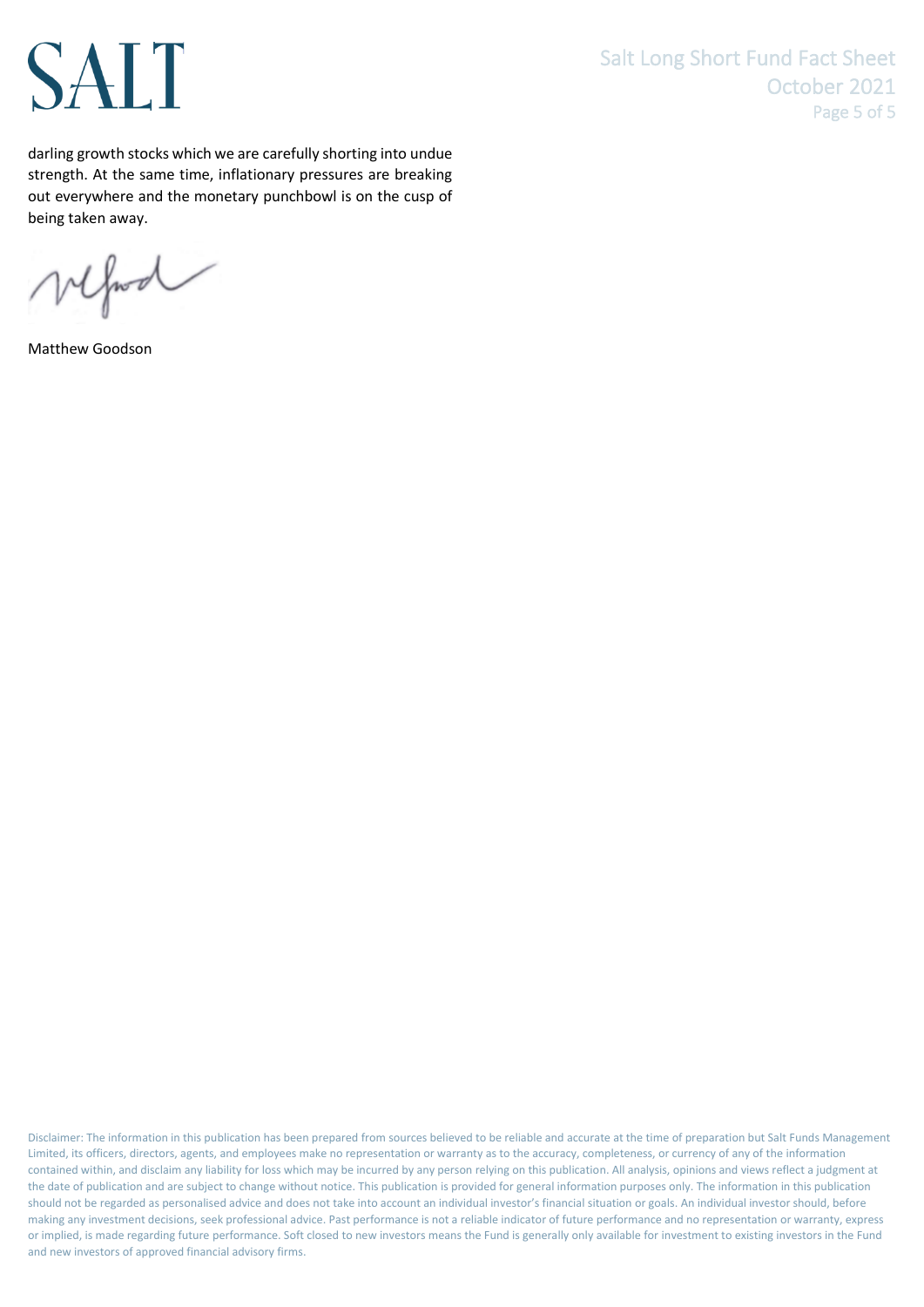darling growth stocks which we are carefully shorting into undue strength. At the same time, inflationary pressures are breaking out everywhere and the monetary punchbowl is on the cusp of being taken away.

Matthew Goodson

Disclaimer: The information in this publication has been prepared from sources believed to be reliable and accurate at the time of preparation but Salt Funds Management Limited, its officers, directors, agents, and employees make no representation or warranty as to the accuracy, completeness, or currency of any of the information contained within, and disclaim any liability for loss which may be incurred by any person relying on this publication. All analysis, opinions and views reflect a judgment at the date of publication and are subject to change without notice. This publication is provided for general information purposes only. The information in this publication should not be regarded as personalised advice and does not take into account an individual investor's financial situation or goals. An individual investor should, before making any investment decisions, seek professional advice. Past performance is not a reliable indicator of future performance and no representation or warranty, express or implied, is made regarding future performance. Soft closed to new investors means the Fund is generally only available for investment to existing investors in the Fund and new investors of approved financial advisory firms.